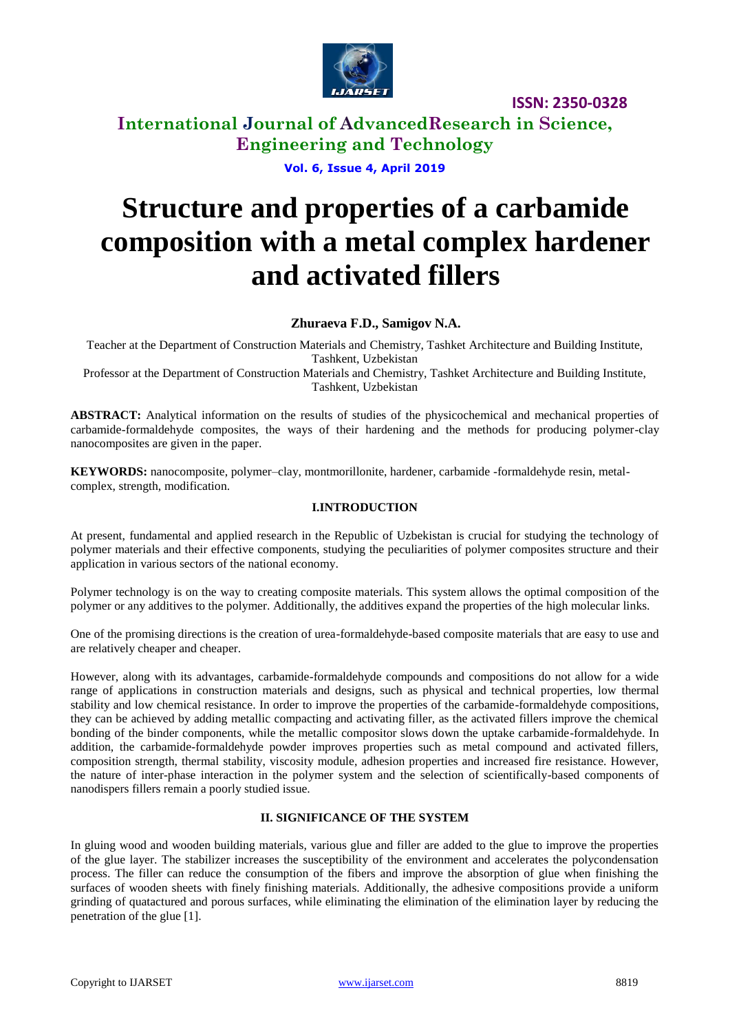# Structure and properties of a carbamide composition with a metal complex hardener and activated fillers

**Zhuraeva F.D., Samigov N.A.**

Teacher at the Department of Construction Materials and Chemistry, Tashket Architecture and Building Institute, Tashkent, Uzbekistan

Professor at the Department of Construction Materials and Chemistry, Tashket Architecture and Building Institute, Tashkent, Uzbekistan

**ABSTRACT:** Analytical information on the results of studies of the physicochemical and mechanical properties of carbamide-formaldehyde composites, the ways of their hardening and the methods for producing polymer-clay nanocomposites are given in the paper.

**KEYWORDS:** nanocomposite, polymer–clay, montmorillonite, hardener, carbamide -formaldehyde resin, metal-complex, strength, modification.

## I.INTRODUCTION

At present, fundamental and applied research in the Republic of Uzbekistan is crucial for studying the technology of polymer materials and their effective components, studying the peculiarities of polymer composites structure and their application in various sectors of the national economy.

Polymer technology is on the way to creating composite materials. This system allows the optimal composition of the polymer or any additives to the polymer. Additionally, the additives expand the properties of the high molecular links.

One of the promising directions is the creation of urea-formaldehyde-based composite materials that are easy to use and are relatively cheaper and cheaper.

However, along with its advantages, carbamide-formaldehyde compounds and compositions do not allow for a wide range of applications in construction materials and designs, such as physical and technical properties, low thermal stability and low chemical resistance. In order to improve the properties of the carbamide-formaldehyde compositions, they can be achieved by adding metallic compacting and activating filler, as the activated fillers improve the chemical bonding of the binder components, while the metallic compositor slows down the uptake carbamide-formaldehyde. In addition, the carbamide-formaldehyde powder improves properties such as metal compound and activated fillers, composition strength, thermal stability, viscosity module, adhesion properties and increased fire resistance. However, the nature of inter-phase interaction in the polymer system and the selection of scientifically-based components of nanodispers fillers remain a poorly studied issue.

## II. SIGNIFICANCE OF THE SYSTEM

In gluing wood and wooden building materials, various glue and filler are added to the glue to improve the properties of the glue layer. The stabilizer increases the susceptibility of the environment and accelerates the polycondensation process. The filler can reduce the consumption of the fibers and improve the absorption of glue when finishing the surfaces of wooden sheets with finely finishing materials. Additionally, the adhesive compositions provide a uniform grinding of quatactured and porous surfaces, while eliminating the elimination of the elimination layer by reducing the penetration of the glue [1].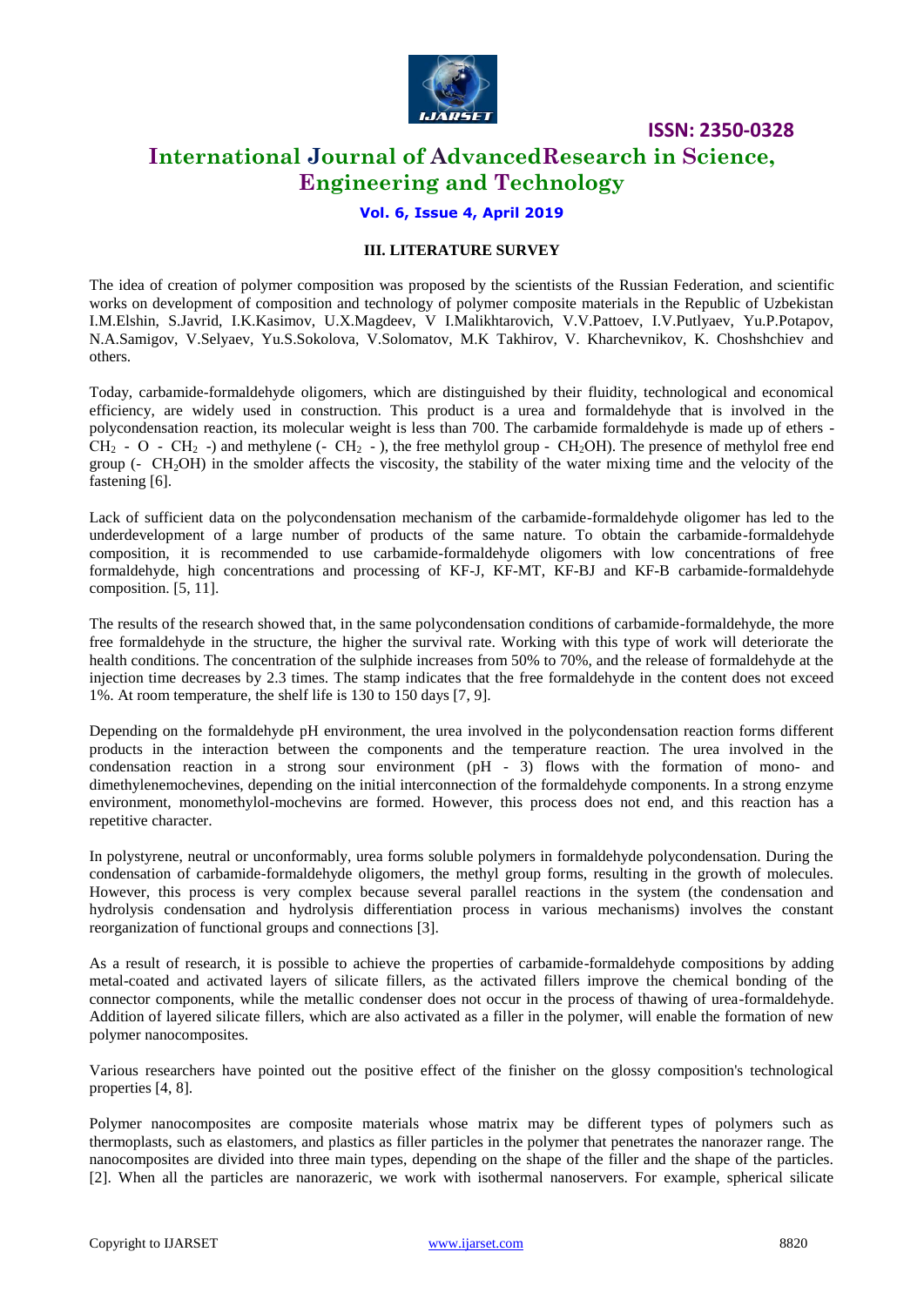### III. LITERATURE SURVEY

The idea of creation of polymer composition was proposed by the scientists of the Russian Federation, and scientific works on development of composition and technology of polymer composite materials in the Republic of Uzbekistan I.M.Elshin, S.Javrid, I.K.Kasimov, U.X.Magdeev, V I.Malikhtarovich, V.V.Pattoev, I.V.Putlyaev, Yu.P.Potapov, N.A.Samigov, V.Selyaev, Yu.S.Sokolova, V.Solomatov, M.K Takhirov, V. Kharchevnikov, K. Choshshchiev and others.

Today, carbamide-formaldehyde oligomers, which are distinguished by their fluidity, technological and economical efficiency, are widely used in construction. This product is a urea and formaldehyde that is involved in the polycondensation reaction, its molecular weight is less than 700. The carbamide formaldehyde is made up of ethers - $CH_2$ - O - $CH_2$ -) and methylene (- $CH_2$ - ), the free methylol group - $CH_2OH$). The presence of methylol free end group (- $CH_2OH$) in the smolder affects the viscosity, the stability of the water mixing time and the velocity of the fastening [6].

Lack of sufficient data on the polycondensation mechanism of the carbamide-formaldehyde oligomer has led to the underdevelopment of a large number of products of the same nature. To obtain the carbamide-formaldehyde composition, it is recommended to use carbamide-formaldehyde oligomers with low concentrations of free formaldehyde, high concentrations and processing of KF-J, KF-MT, KF-BJ and KF-B carbamide-formaldehyde composition. [5, 11].

The results of the research showed that, in the same polycondensation conditions of carbamide-formaldehyde, the more free formaldehyde in the structure, the higher the survival rate. Working with this type of work will deteriorate the health conditions. The concentration of the sulphide increases from 50% to 70%, and the release of formaldehyde at the injection time decreases by 2.3 times. The stamp indicates that the free formaldehyde in the content does not exceed 1%. At room temperature, the shelf life is 130 to 150 days [7, 9].

Depending on the formaldehyde pH environment, the urea involved in the polycondensation reaction forms different products in the interaction between the components and the temperature reaction. The urea involved in the condensation reaction in a strong sour environment (pH - 3) flows with the formation of mono- and dimethylenemochevines, depending on the initial interconnection of the formaldehyde components. In a strong enzyme environment, monomethylol-mochevins are formed. However, this process does not end, and this reaction has a repetitive character.

In polystyrene, neutral or unconformably, urea forms soluble polymers in formaldehyde polycondensation. During the condensation of carbamide-formaldehyde oligomers, the methyl group forms, resulting in the growth of molecules. However, this process is very complex because several parallel reactions in the system (the condensation and hydrolysis condensation and hydrolysis differentiation process in various mechanisms) involves the constant reorganization of functional groups and connections [3].

As a result of research, it is possible to achieve the properties of carbamide-formaldehyde compositions by adding metal-coated and activated layers of silicate fillers, as the activated fillers improve the chemical bonding of the connector components, while the metallic condenser does not occur in the process of thawing of urea-formaldehyde. Addition of layered silicate fillers, which are also activated as a filler in the polymer, will enable the formation of new polymer nanocomposites.

Various researchers have pointed out the positive effect of the finisher on the glossy composition's technological properties [4, 8].

Polymer nanocomposites are composite materials whose matrix may be different types of polymers such as thermoplasts, such as elastomers, and plastics as filler particles in the polymer that penetrates the nanorazer range. The nanocomposites are divided into three main types, depending on the shape of the filler and the shape of the particles. [2]. When all the particles are nanorazeric, we work with isothermal nanoservers. For example, spherical silicate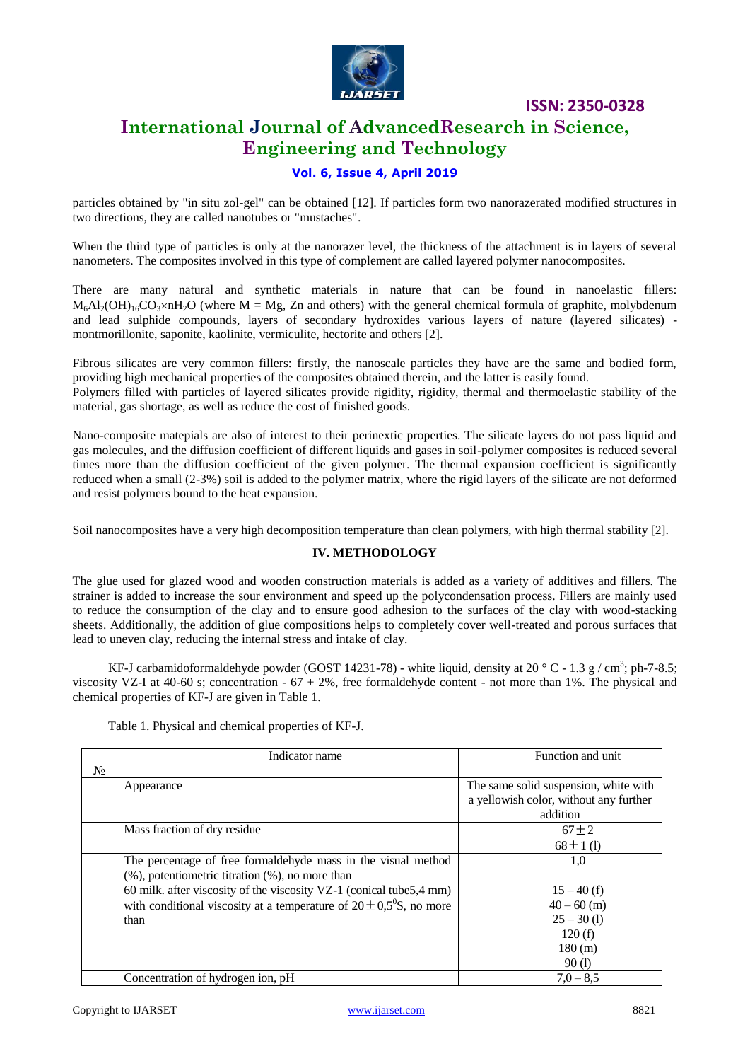particles obtained by "in situ zol-gel" can be obtained [12]. If particles form two nanorazerated modified structures in two directions, they are called nanotubes or "mustaches".

When the third type of particles is only at the nanorazer level, the thickness of the attachment is in layers of several nanometers. The composites involved in this type of complement are called layered polymer nanocomposites.

There are many natural and synthetic materials in nature that can be found in nanoelastic fillers: $M_6Al_2(OH)_{16}CO_3 \times nH_2O$ (where M = Mg, Zn and others) with the general chemical formula of graphite, molybdenum and lead sulphide compounds, layers of secondary hydroxides various layers of nature (layered silicates) - montmorillonite, saponite, kaolinite, vermiculite, hectorite and others [2].

Fibrous silicates are very common fillers: firstly, the nanoscale particles they have are the same and bodied form, providing high mechanical properties of the composites obtained therein, and the latter is easily found.
Polymers filled with particles of layered silicates provide rigidity, rigidity, thermal and thermoelastic stability of the material, gas shortage, as well as reduce the cost of finished goods.

Nano-composite matepials are also of interest to their perinextic properties. The silicate layers do not pass liquid and gas molecules, and the diffusion coefficient of different liquids and gases in soil-polymer composites is reduced several times more than the diffusion coefficient of the given polymer. The thermal expansion coefficient is significantly reduced when a small (2-3%) soil is added to the polymer matrix, where the rigid layers of the silicate are not deformed and resist polymers bound to the heat expansion.

Soil nanocomposites have a very high decomposition temperature than clean polymers, with high thermal stability [2].

## IV. METHODOLOGY

The glue used for glazed wood and wooden construction materials is added as a variety of additives and fillers. The strainer is added to increase the sour environment and speed up the polycondensation process. Fillers are mainly used to reduce the consumption of the clay and to ensure good adhesion to the surfaces of the clay with wood-stacking sheets. Additionally, the addition of glue compositions helps to completely cover well-treated and porous surfaces that lead to uneven clay, reducing the internal stress and intake of clay.

KF-J carbamidoformaldehyde powder (GOST 14231-78) - white liquid, density at 20 ° C - 1.3 g / cm$^3$; ph-7-8.5; viscosity VZ-I at 40-60 s; concentration - 67 + 2%, free formaldehyde content - not more than 1%. The physical and chemical properties of KF-J are given in Table 1.

Table 1. Physical and chemical properties of KF-J.

| № | Indicator name | Function and unit |
|---|---|---|
| | Appearance | The same solid suspension, white with a yellowish color, without any further addition |
| | Mass fraction of dry residue | $67 \pm 2$<br>$68 \pm 1$ (l) |
| | The percentage of free formaldehyde mass in the visual method (%), potentiometric titration (%), no more than | 1,0 |
| | 60 milk. after viscosity of the viscosity VZ-1 (conical tube5,4 mm) with conditional viscosity at a temperature of $20 \pm 0{,}5^0$S, no more than | 15 – 40 (f)<br>40 – 60 (m)<br>25 – 30 (l)<br>120 (f)<br>180 (m)<br>90 (l) |
| | Concentration of hydrogen ion, pH | 7,0 – 8,5 |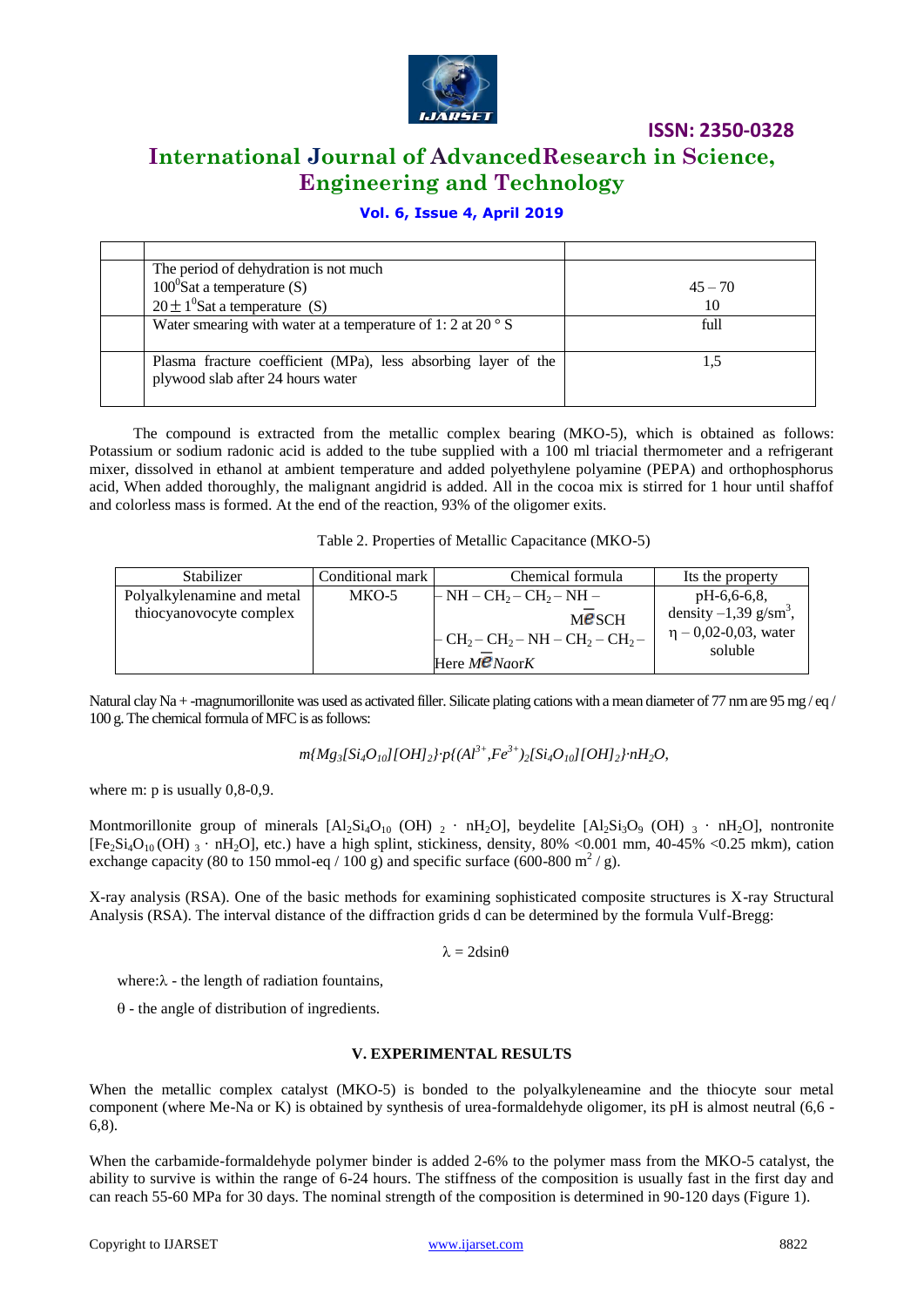| | | |
|---|---|---|
| | The period of dehydration is not much<br>$100^0$Sat a temperature (S)<br>$20 \pm 1^0$Sat a temperature (S) | <br>45 – 70<br>10 |
| | Water smearing with water at a temperature of 1: 2 at 20 ° S | full |
| | Plasma fracture coefficient (MPa), less absorbing layer of the plywood slab after 24 hours water | 1,5 |

The compound is extracted from the metallic complex bearing (MKO-5), which is obtained as follows: Potassium or sodium radonic acid is added to the tube supplied with a 100 ml triacial thermometer and a refrigerant mixer, dissolved in ethanol at ambient temperature and added polyethylene polyamine (PEPA) and orthophosphorus acid, When added thoroughly, the malignant angidrid is added. All in the cocoa mix is stirred for 1 hour until shaffof and colorless mass is formed. At the end of the reaction, 93% of the oligomer exits.

Table 2. Properties of Metallic Capacitance (MKO-5)

| Stabilizer | Conditional mark | Chemical formula | Its the property |
|---|---|---|---|
| Polyalkylenamine and metal thiocyanovocyte complex | MKO-5 | $-NH-CH_2-CH_2-NH-$<br>$M\bar{e}SCH$<br>$-CH_2-CH_2-NH-CH_2-CH_2-$<br>Here $M\bar{e}$ $Na$or$K$ | pH-6,6-6,8,<br>density –1,39 g/sm$^3$,<br>$\eta$ – 0,02-0,03, water soluble |

Natural clay Na + -magnumorillonite was used as activated filler. Silicate plating cations with a mean diameter of 77 nm are 95 mg / eq / 100 g. The chemical formula of MFC is as follows:

$$m\{Mg_3[Si_4O_{10}][OH]_2\}\cdot p\{(Al^{3+},Fe^{3+})_2[Si_4O_{10}][OH]_2\}\cdot nH_2O,$$

where m: p is usually 0,8-0,9.

Montmorillonite group of minerals $[Al_2Si_4O_{10}(OH)_2 \cdot nH_2O]$, beydelite $[Al_2Si_3O_9(OH)_3 \cdot nH_2O]$, nontronite $[Fe_2Si_4O_{10}(OH)_3 \cdot nH_2O]$, etc.) have a high splint, stickiness, density, 80% <0.001 mm, 40-45% <0.25 mkm), cation exchange capacity (80 to 150 mmol-eq / 100 g) and specific surface (600-800 m$^2$ / g).

X-ray analysis (RSA). One of the basic methods for examining sophisticated composite structures is X-ray Structural Analysis (RSA). The interval distance of the diffraction grids d can be determined by the formula Vulf-Bregg:

$$\lambda = 2d\sin\theta$$

where: $\lambda$ - the length of radiation fountains,

$\theta$ - the angle of distribution of ingredients.

## V. EXPERIMENTAL RESULTS

When the metallic complex catalyst (MKO-5) is bonded to the polyalkyleneamine and the thiocyte sour metal component (where Me-Na or K) is obtained by synthesis of urea-formaldehyde oligomer, its pH is almost neutral (6,6 - 6,8).

When the carbamide-formaldehyde polymer binder is added 2-6% to the polymer mass from the MKO-5 catalyst, the ability to survive is within the range of 6-24 hours. The stiffness of the composition is usually fast in the first day and can reach 55-60 MPa for 30 days. The nominal strength of the composition is determined in 90-120 days (Figure 1).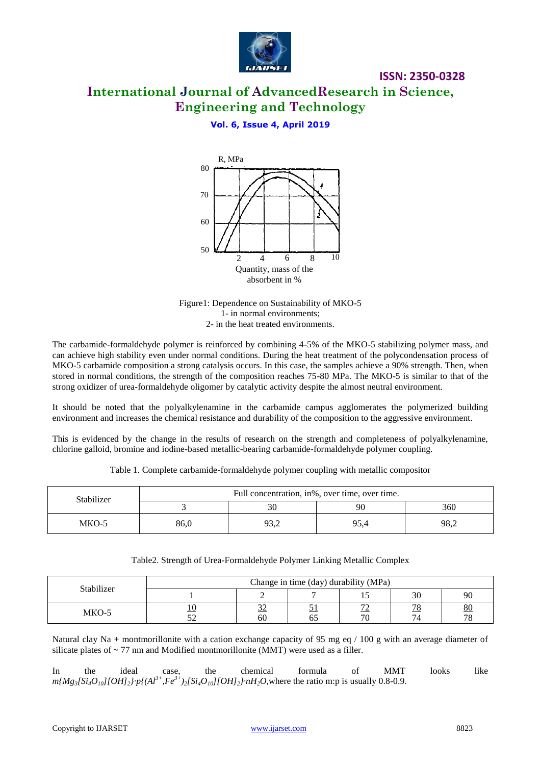Figure1: Dependence on Sustainability of MKO-5
1- in normal environments;
2- in the heat treated environments.

The carbamide-formaldehyde polymer is reinforced by combining 4-5% of the MKO-5 stabilizing polymer mass, and can achieve high stability even under normal conditions. During the heat treatment of the polycondensation process of MKO-5 carbamide composition a strong catalysis occurs. In this case, the samples achieve a 90% strength. Then, when stored in normal conditions, the strength of the composition reaches 75-80 MPa. The MKO-5 is similar to that of the strong oxidizer of urea-formaldehyde oligomer by catalytic activity despite the almost neutral environment.

It should be noted that the polyalkylenamine in the carbamide campus agglomerates the polymerized building environment and increases the chemical resistance and durability of the composition to the aggressive environment.

This is evidenced by the change in the results of research on the strength and completeness of polyalkylenamine, chlorine galloid, bromine and iodine-based metallic-bearing carbamide-formaldehyde polymer coupling.

Table 1. Complete carbamide-formaldehyde polymer coupling with metallic compositor

| Stabilizer | Full concentration, in%, over time, over time. | | | |
|---|---|---|---|---|
| | 3 | 30 | 90 | 360 |
| MKO-5 | 86,0 | 93,2 | 95,4 | 98,2 |

Table2. Strength of Urea-Formaldehyde Polymer Linking Metallic Complex

| Stabilizer | Change in time (day) durability (MPa) | | | | | |
|---|---|---|---|---|---|---|
| | 1 | 2 | 7 | 15 | 30 | 90 |
| MKO-5 | 10 / 52 | 32 / 60 | 51 / 65 | 72 / 70 | 78 / 74 | 80 / 78 |

Natural clay Na + montmorillonite with a cation exchange capacity of 95 mg eq / 100 g with an average diameter of silicate plates of ~ 77 nm and Modified montmorillonite (MMT) were used as a filler.

In the ideal case, the chemical formula of MMT looks like $m\{Mg_3[Si_4O_{10}][OH]_2\}\cdot p\{(Al^{3+},Fe^{3+})_2[Si_4O_{10}][OH]_2\}\cdot nH_2O$, where the ratio m:p is usually 0.8-0.9.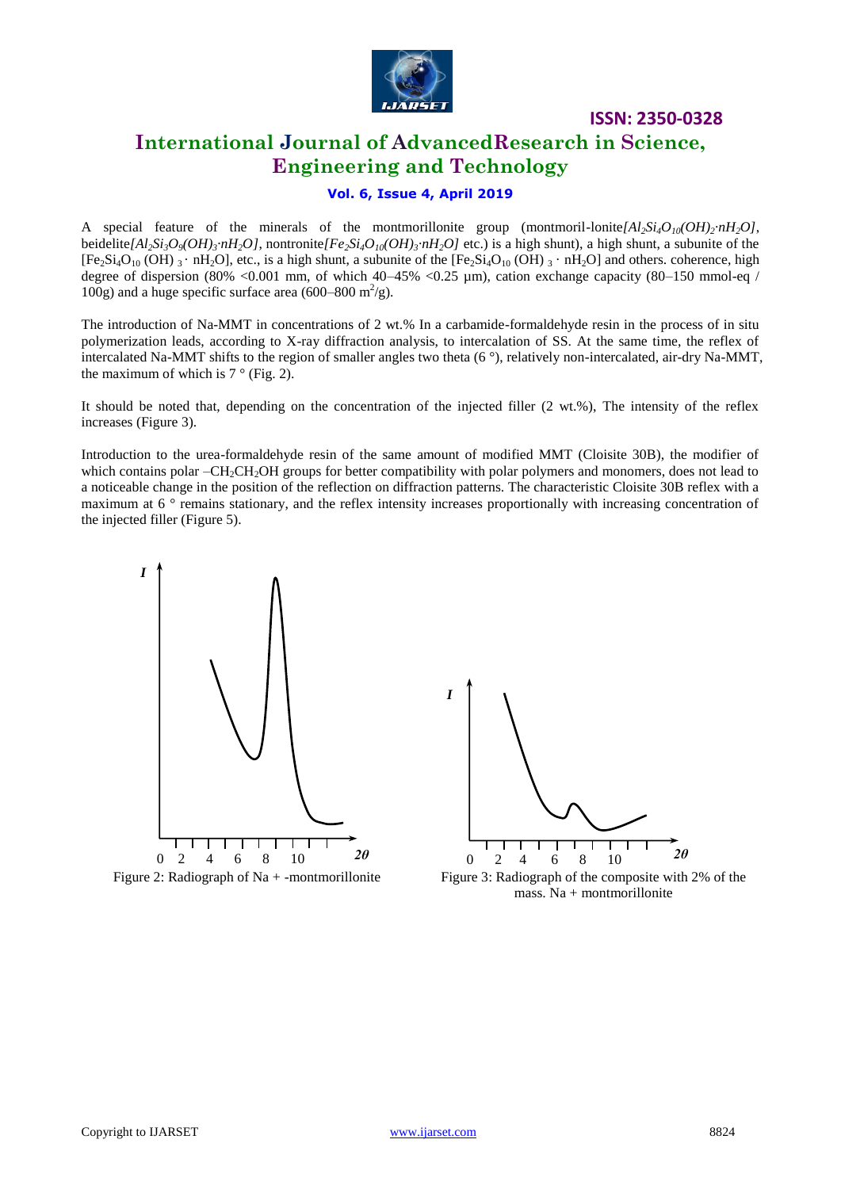A special feature of the minerals of the montmorillonite group (montmoril-lonite*$[Al_2Si_4O_{10}(OH)_2 \cdot nH_2O]$*, beidelite*$[Al_2Si_3O_9(OH)_3 \cdot nH_2O]$*, nontronite*$[Fe_2Si_4O_{10}(OH)_3 \cdot nH_2O]$* etc.) is a high shunt), a high shunt, a subunite of the $[Fe_2Si_4O_{10}(OH)_3 \cdot nH_2O]$, etc., is a high shunt, a subunite of the $[Fe_2Si_4O_{10}(OH)_3 \cdot nH_2O]$ and others. coherence, high degree of dispersion (80% <0.001 mm, of which 40–45% <0.25 µm), cation exchange capacity (80–150 mmol-eq / 100g) and a huge specific surface area (600–800 $m^2/g$).

The introduction of Na-MMT in concentrations of 2 wt.% In a carbamide-formaldehyde resin in the process of in situ polymerization leads, according to X-ray diffraction analysis, to intercalation of SS. At the same time, the reflex of intercalated Na-MMT shifts to the region of smaller angles two theta (6 °), relatively non-intercalated, air-dry Na-MMT, the maximum of which is 7 ° (Fig. 2).

It should be noted that, depending on the concentration of the injected filler (2 wt.%), The intensity of the reflex increases (Figure 3).

Introduction to the urea-formaldehyde resin of the same amount of modified MMT (Cloisite 30B), the modifier of which contains polar $–CH_2CH_2OH$ groups for better compatibility with polar polymers and monomers, does not lead to a noticeable change in the position of the reflection on diffraction patterns. The characteristic Cloisite 30B reflex with a maximum at 6 ° remains stationary, and the reflex intensity increases proportionally with increasing concentration of the injected filler (Figure 5).

Figure 2: Radiograph of Na + -montmorillonite

Figure 3: Radiograph of the composite with 2% of the mass. Na + montmorillonite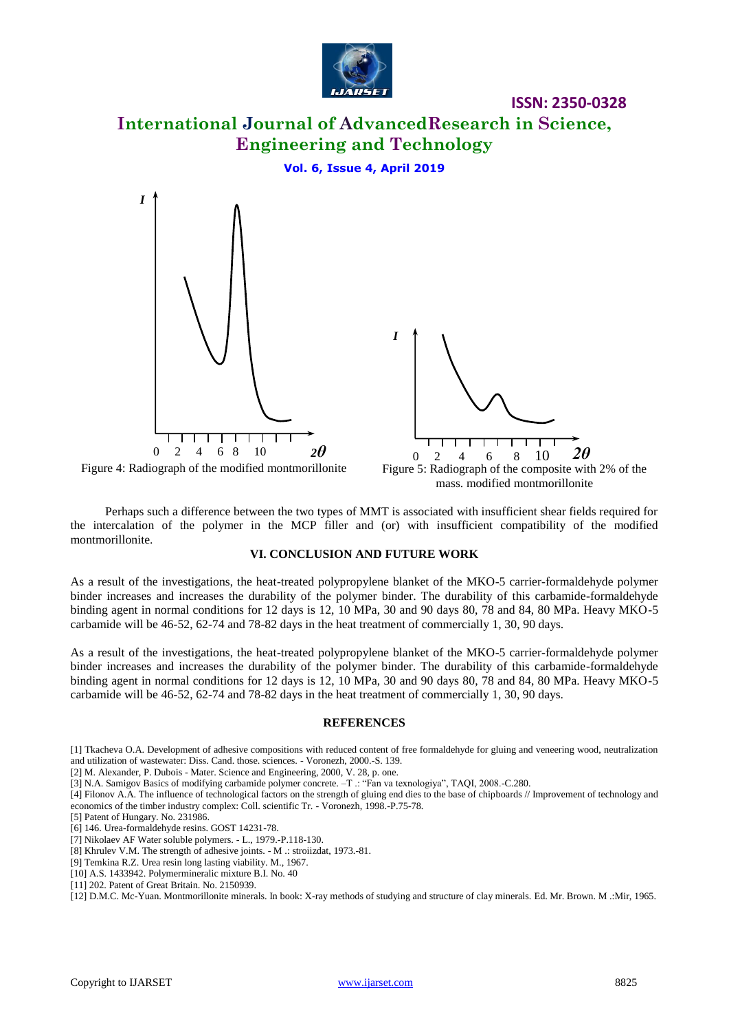I

0 2 4 6 8 10 $2\theta$

Figure 4: Radiograph of the modified montmorillonite

I

0 2 4 6 8 10 $2\theta$

Figure 5: Radiograph of the composite with 2% of the mass. modified montmorillonite

Perhaps such a difference between the two types of MMT is associated with insufficient shear fields required for the intercalation of the polymer in the MCP filler and (or) with insufficient compatibility of the modified montmorillonite.

## VI. CONCLUSION AND FUTURE WORK

As a result of the investigations, the heat-treated polypropylene blanket of the MKO-5 carrier-formaldehyde polymer binder increases and increases the durability of the polymer binder. The durability of this carbamide-formaldehyde binding agent in normal conditions for 12 days is 12, 10 MPa, 30 and 90 days 80, 78 and 84, 80 MPa. Heavy MKO-5 carbamide will be 46-52, 62-74 and 78-82 days in the heat treatment of commercially 1, 30, 90 days.

As a result of the investigations, the heat-treated polypropylene blanket of the MKO-5 carrier-formaldehyde polymer binder increases and increases the durability of the polymer binder. The durability of this carbamide-formaldehyde binding agent in normal conditions for 12 days is 12, 10 MPa, 30 and 90 days 80, 78 and 84, 80 MPa. Heavy MKO-5 carbamide will be 46-52, 62-74 and 78-82 days in the heat treatment of commercially 1, 30, 90 days.

## REFERENCES

[1] Tkacheva O.A. Development of adhesive compositions with reduced content of free formaldehyde for gluing and veneering wood, neutralization and utilization of wastewater: Diss. Cand. those. sciences. - Voronezh, 2000.-S. 139.

[2] M. Alexander, P. Dubois - Mater. Science and Engineering, 2000, V. 28, p. one.

[3] N.A. Samigov Basics of modifying carbamide polymer concrete. –T .: "Fan va texnologiya", TAQI, 2008.-C.280.

[4] Filonov A.A. The influence of technological factors on the strength of gluing end dies to the base of chipboards // Improvement of technology and economics of the timber industry complex: Coll. scientific Tr. - Voronezh, 1998.-P.75-78.

[5] Patent of Hungary. No. 231986.

[6] 146. Urea-formaldehyde resins. GOST 14231-78.

[7] Nikolaev AF Water soluble polymers. - L., 1979.-P.118-130.

[8] Khrulev V.M. The strength of adhesive joints. - M .: stroiizdat, 1973.-81.

[9] Temkina R.Z. Urea resin long lasting viability. M., 1967.

[10] A.S. 1433942. Polymermineralic mixture B.I. No. 40

[11] 202. Patent of Great Britain. No. 2150939.

[12] D.M.C. Mc-Yuan. Montmorillonite minerals. In book: X-ray methods of studying and structure of clay minerals. Ed. Mr. Brown. M .:Mir, 1965.